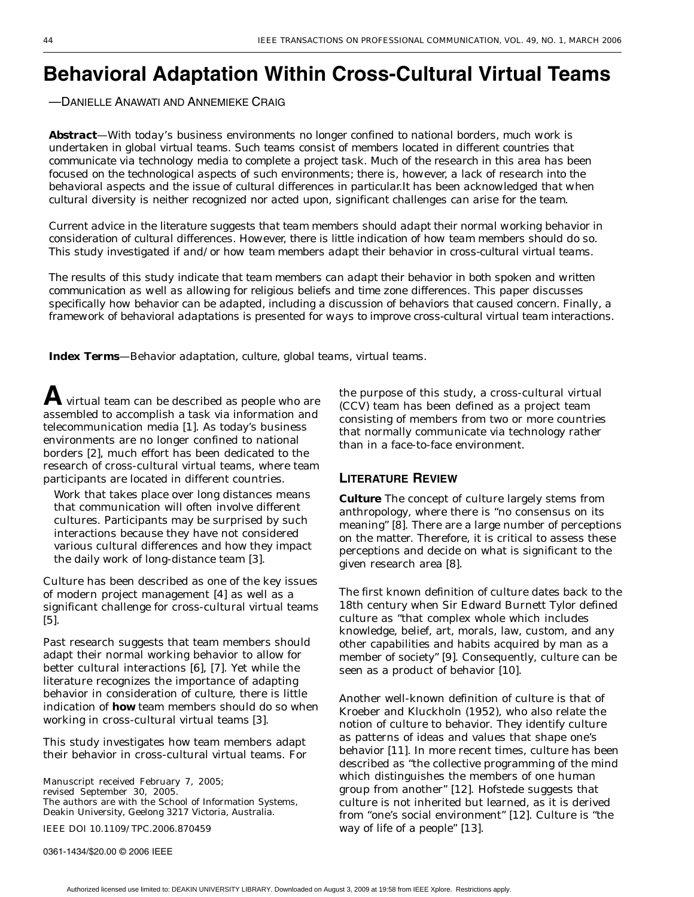# Behavioral Adaptation Within Cross-Cultural Virtual Teams

—DANIELLE ANAWATI AND ANNEMIEKE CRAIG

**Abstract**—With today's business environments no longer confined to national borders, much work is undertaken in global virtual teams. Such teams consist of members located in different countries that communicate via technology media to complete a project task. Much of the research in this area has been focused on the technological aspects of such environments; there is, however, a lack of research into the behavioral aspects and the issue of cultural differences in particular.It has been acknowledged that when cultural diversity is neither recognized nor acted upon, significant challenges can arise for the team.

Current advice in the literature suggests that team members should adapt their normal working behavior in consideration of cultural differences. However, there is little indication of how team members should do so. This study investigated if and/or how team members adapt their behavior in cross-cultural virtual teams.

The results of this study indicate that team members can adapt their behavior in both spoken and written communication as well as allowing for religious beliefs and time zone differences. This paper discusses specifically how behavior can be adapted, including a discussion of behaviors that caused concern. Finally, a framework of behavioral adaptations is presented for ways to improve cross-cultural virtual team interactions.

**Index Terms**—Behavior adaptation, culture, global teams, virtual teams.

A virtual team can be described as people who are assembled to accomplish a task via information and telecommunication media [1]. As today's business environments are no longer confined to national borders [2], much effort has been dedicated to the research of cross-cultural virtual teams, where team participants are located in different countries.

> Work that takes place over long distances means that communication will often involve different cultures. Participants may be surprised by such interactions because they have not considered various cultural differences and how they impact the daily work of long-distance team [3].

Culture has been described as one of the key issues of modern project management [4] as well as a significant challenge for cross-cultural virtual teams [5].

Past research suggests that team members should adapt their normal working behavior to allow for better cultural interactions [6], [7]. Yet while the literature recognizes the importance of adapting behavior in consideration of culture, there is little indication of **how** team members should do so when working in cross-cultural virtual teams [3].

This study investigates how team members adapt their behavior in cross-cultural virtual teams. For the purpose of this study, a cross-cultural virtual (CCV) team has been defined as a project team consisting of members from two or more countries that normally communicate via technology rather than in a face-to-face environment.

Manuscript received February 7, 2005;
revised September 30, 2005.
The authors are with the School of Information Systems, Deakin University, Geelong 3217 Victoria, Australia.

IEEE DOI 10.1109/TPC.2006.870459

0361-1434/$20.00 © 2006 IEEE

## LITERATURE REVIEW

**Culture** The concept of culture largely stems from anthropology, where there is "no consensus on its meaning" [8]. There are a large number of perceptions on the matter. Therefore, it is critical to assess these perceptions and decide on what is significant to the given research area [8].

The first known definition of culture dates back to the 18th century when Sir Edward Burnett Tylor defined culture as "that complex whole which includes knowledge, belief, art, morals, law, custom, and any other capabilities and habits acquired by man as a member of society" [9]. Consequently, culture can be seen as a product of behavior [10].

Another well-known definition of culture is that of Kroeber and Kluckholn (1952), who also relate the notion of culture to behavior. They identify culture as patterns of ideas and values that shape one's behavior [11]. In more recent times, culture has been described as "the collective programming of the mind which distinguishes the members of one human group from another" [12]. Hofstede suggests that culture is not inherited but learned, as it is derived from "one's social environment" [12]. Culture is "the way of life of a people" [13].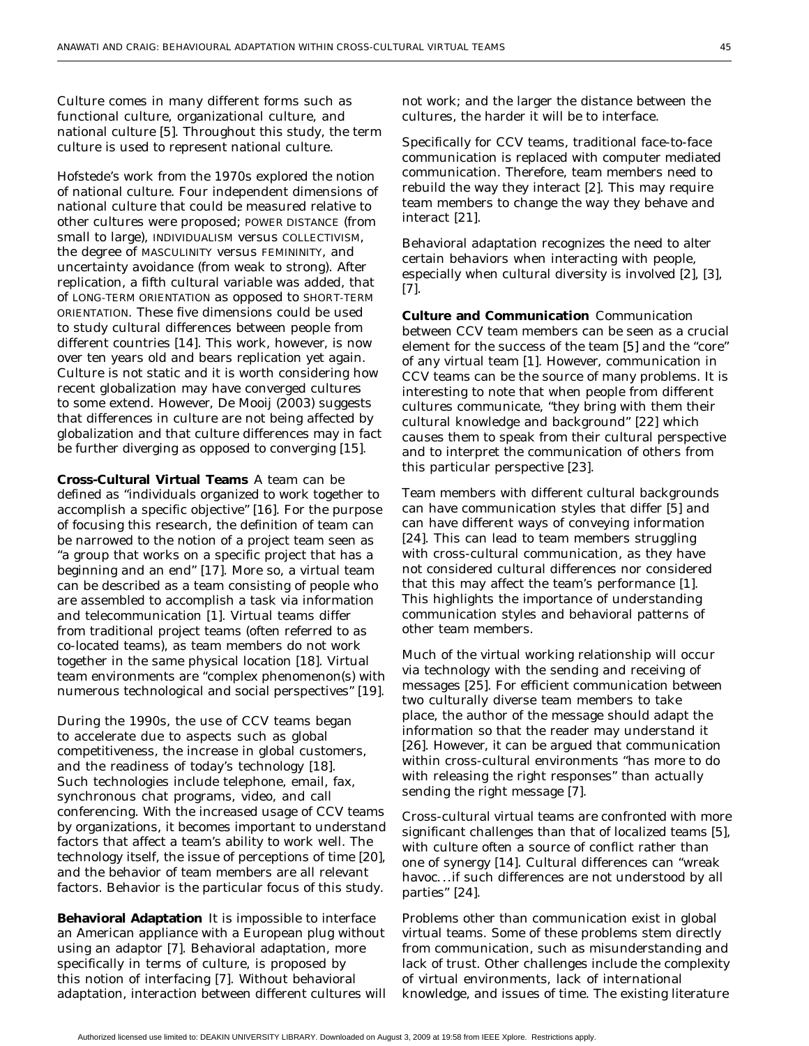Culture comes in many different forms such as functional culture, organizational culture, and national culture [5]. Throughout this study, the term culture is used to represent national culture.

Hofstede's work from the 1970s explored the notion of national culture. Four independent dimensions of national culture that could be measured relative to other cultures were proposed; POWER DISTANCE (from small to large), INDIVIDUALISM versus COLLECTIVISM, the degree of MASCULINITY versus FEMININITY, and uncertainty avoidance (from weak to strong). After replication, a fifth cultural variable was added, that of LONG-TERM ORIENTATION as opposed to SHORT-TERM ORIENTATION. These five dimensions could be used to study cultural differences between people from different countries [14]. This work, however, is now over ten years old and bears replication yet again. Culture is not static and it is worth considering how recent globalization may have converged cultures to some extend. However, De Mooij (2003) suggests that differences in culture are not being affected by globalization and that culture differences may in fact be further diverging as opposed to converging [15].

**Cross-Cultural Virtual Teams** A team can be defined as "individuals organized to work together to accomplish a specific objective" [16]. For the purpose of focusing this research, the definition of team can be narrowed to the notion of a project team seen as "a group that works on a specific project that has a beginning and an end" [17]. More so, a virtual team can be described as a team consisting of people who are assembled to accomplish a task via information and telecommunication [1]. Virtual teams differ from traditional project teams (often referred to as co-located teams), as team members do not work together in the same physical location [18]. Virtual team environments are "complex phenomenon(s) with numerous technological and social perspectives" [19].

During the 1990s, the use of CCV teams began to accelerate due to aspects such as global competitiveness, the increase in global customers, and the readiness of today's technology [18]. Such technologies include telephone, email, fax, synchronous chat programs, video, and call conferencing. With the increased usage of CCV teams by organizations, it becomes important to understand factors that affect a team's ability to work well. The technology itself, the issue of perceptions of time [20], and the behavior of team members are all relevant factors. Behavior is the particular focus of this study.

**Behavioral Adaptation** It is impossible to interface an American appliance with a European plug without using an adaptor [7]. Behavioral adaptation, more specifically in terms of culture, is proposed by this notion of interfacing [7]. Without behavioral adaptation, interaction between different cultures will not work; and the larger the distance between the cultures, the harder it will be to interface.

Specifically for CCV teams, traditional face-to-face communication is replaced with computer mediated communication. Therefore, team members need to rebuild the way they interact [2]. This may require team members to change the way they behave and interact [21].

Behavioral adaptation recognizes the need to alter certain behaviors when interacting with people, especially when cultural diversity is involved [2], [3], [7].

**Culture and Communication** Communication between CCV team members can be seen as a crucial element for the success of the team [5] and the "core" of any virtual team [1]. However, communication in CCV teams can be the source of many problems. It is interesting to note that when people from different cultures communicate, "they bring with them their cultural knowledge and background" [22] which causes them to speak from their cultural perspective and to interpret the communication of others from this particular perspective [23].

Team members with different cultural backgrounds can have communication styles that differ [5] and can have different ways of conveying information [24]. This can lead to team members struggling with cross-cultural communication, as they have not considered cultural differences nor considered that this may affect the team's performance [1]. This highlights the importance of understanding communication styles and behavioral patterns of other team members.

Much of the virtual working relationship will occur via technology with the sending and receiving of messages [25]. For efficient communication between two culturally diverse team members to take place, the author of the message should adapt the information so that the reader may understand it [26]. However, it can be argued that communication within cross-cultural environments "has more to do with releasing the right responses" than actually sending the right message [7].

Cross-cultural virtual teams are confronted with more significant challenges than that of localized teams [5], with culture often a source of conflict rather than one of synergy [14]. Cultural differences can "wreak havoc. . .if such differences are not understood by all parties" [24].

Problems other than communication exist in global virtual teams. Some of these problems stem directly from communication, such as misunderstanding and lack of trust. Other challenges include the complexity of virtual environments, lack of international knowledge, and issues of time. The existing literature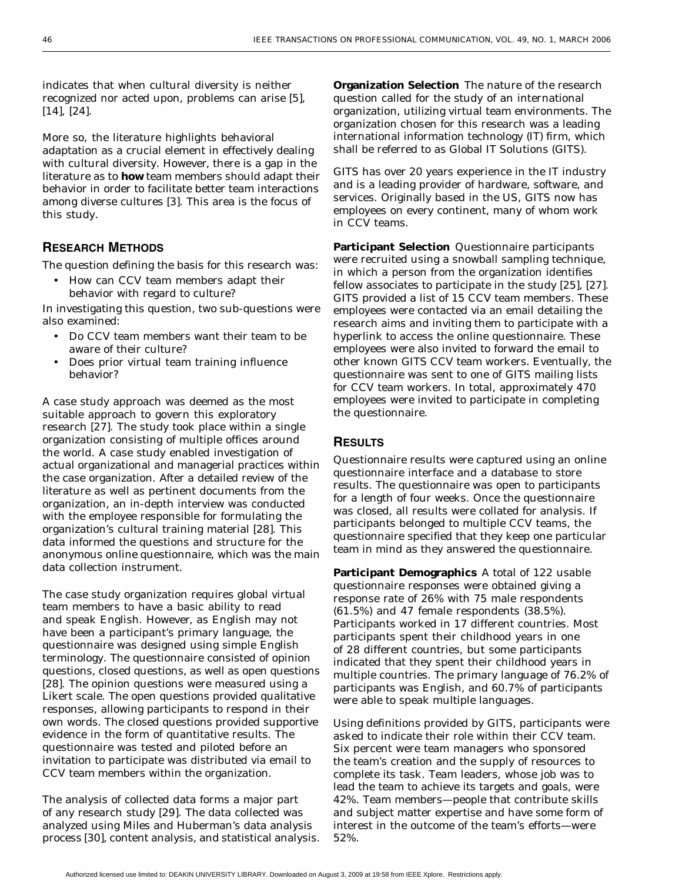indicates that when cultural diversity is neither recognized nor acted upon, problems can arise [5], [14], [24].

More so, the literature highlights behavioral adaptation as a crucial element in effectively dealing with cultural diversity. However, there is a gap in the literature as to **how** team members should adapt their behavior in order to facilitate better team interactions among diverse cultures [3]. This area is the focus of this study.

## RESEARCH METHODS

The question defining the basis for this research was:

- How can CCV team members adapt their behavior with regard to culture?

In investigating this question, two sub-questions were also examined:

- Do CCV team members want their team to be aware of their culture?
- Does prior virtual team training influence behavior?

A case study approach was deemed as the most suitable approach to govern this exploratory research [27]. The study took place within a single organization consisting of multiple offices around the world. A case study enabled investigation of actual organizational and managerial practices within the case organization. After a detailed review of the literature as well as pertinent documents from the organization, an in-depth interview was conducted with the employee responsible for formulating the organization's cultural training material [28]. This data informed the questions and structure for the anonymous online questionnaire, which was the main data collection instrument.

The case study organization requires global virtual team members to have a basic ability to read and speak English. However, as English may not have been a participant's primary language, the questionnaire was designed using simple English terminology. The questionnaire consisted of opinion questions, closed questions, as well as open questions [28]. The opinion questions were measured using a Likert scale. The open questions provided qualitative responses, allowing participants to respond in their own words. The closed questions provided supportive evidence in the form of quantitative results. The questionnaire was tested and piloted before an invitation to participate was distributed via email to CCV team members within the organization.

The analysis of collected data forms a major part of any research study [29]. The data collected was analyzed using Miles and Huberman's data analysis process [30], content analysis, and statistical analysis.

**Organization Selection** The nature of the research question called for the study of an international organization, utilizing virtual team environments. The organization chosen for this research was a leading international information technology (IT) firm, which shall be referred to as Global IT Solutions (GITS).

GITS has over 20 years experience in the IT industry and is a leading provider of hardware, software, and services. Originally based in the US, GITS now has employees on every continent, many of whom work in CCV teams.

**Participant Selection** Questionnaire participants were recruited using a snowball sampling technique, in which a person from the organization identifies fellow associates to participate in the study [25], [27]. GITS provided a list of 15 CCV team members. These employees were contacted via an email detailing the research aims and inviting them to participate with a hyperlink to access the online questionnaire. These employees were also invited to forward the email to other known GITS CCV team workers. Eventually, the questionnaire was sent to one of GITS mailing lists for CCV team workers. In total, approximately 470 employees were invited to participate in completing the questionnaire.

## RESULTS

Questionnaire results were captured using an online questionnaire interface and a database to store results. The questionnaire was open to participants for a length of four weeks. Once the questionnaire was closed, all results were collated for analysis. If participants belonged to multiple CCV teams, the questionnaire specified that they keep one particular team in mind as they answered the questionnaire.

**Participant Demographics** A total of 122 usable questionnaire responses were obtained giving a response rate of 26% with 75 male respondents (61.5%) and 47 female respondents (38.5%). Participants worked in 17 different countries. Most participants spent their childhood years in one of 28 different countries, but some participants indicated that they spent their childhood years in multiple countries. The primary language of 76.2% of participants was English, and 60.7% of participants were able to speak multiple languages.

Using definitions provided by GITS, participants were asked to indicate their role within their CCV team. Six percent were team managers who sponsored the team's creation and the supply of resources to complete its task. Team leaders, whose job was to lead the team to achieve its targets and goals, were 42%. Team members—people that contribute skills and subject matter expertise and have some form of interest in the outcome of the team's efforts—were 52%.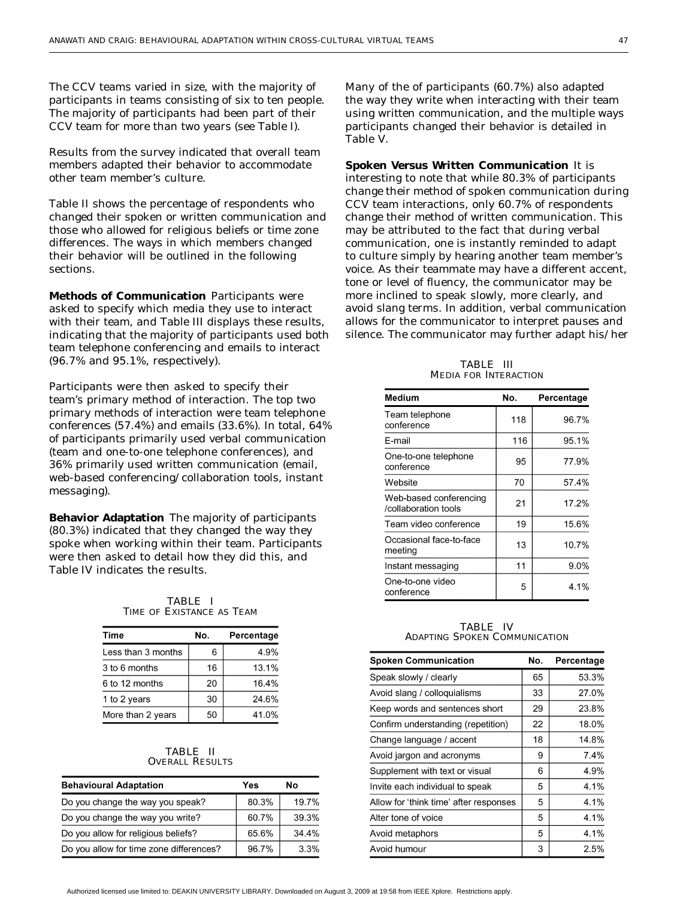The CCV teams varied in size, with the majority of participants in teams consisting of six to ten people. The majority of participants had been part of their CCV team for more than two years (see Table I).

Results from the survey indicated that overall team members adapted their behavior to accommodate other team member's culture.

Table II shows the percentage of respondents who changed their spoken or written communication and those who allowed for religious beliefs or time zone differences. The ways in which members changed their behavior will be outlined in the following sections.

**Methods of Communication** Participants were asked to specify which media they use to interact with their team, and Table III displays these results, indicating that the majority of participants used both team telephone conferencing and emails to interact (96.7% and 95.1%, respectively).

Participants were then asked to specify their team's primary method of interaction. The top two primary methods of interaction were team telephone conferences (57.4%) and emails (33.6%). In total, 64% of participants primarily used verbal communication (team and one-to-one telephone conferences), and 36% primarily used written communication (email, web-based conferencing/collaboration tools, instant messaging).

**Behavior Adaptation** The majority of participants (80.3%) indicated that they changed the way they spoke when working within their team. Participants were then asked to detail how they did this, and Table IV indicates the results.

TABLE I
TIME OF EXISTANCE AS TEAM

| Time | No. | Percentage |
|---|---|---|
| Less than 3 months | 6 | 4.9% |
| 3 to 6 months | 16 | 13.1% |
| 6 to 12 months | 20 | 16.4% |
| 1 to 2 years | 30 | 24.6% |
| More than 2 years | 50 | 41.0% |

TABLE II
OVERALL RESULTS

| Behavioural Adaptation | Yes | No |
|---|---|---|
| Do you change the way you speak? | 80.3% | 19.7% |
| Do you change the way you write? | 60.7% | 39.3% |
| Do you allow for religious beliefs? | 65.6% | 34.4% |
| Do you allow for time zone differences? | 96.7% | 3.3% |

Many of the of participants (60.7%) also adapted the way they write when interacting with their team using written communication, and the multiple ways participants changed their behavior is detailed in Table V.

**Spoken Versus Written Communication** It is interesting to note that while 80.3% of participants change their method of spoken communication during CCV team interactions, only 60.7% of respondents change their method of written communication. This may be attributed to the fact that during verbal communication, one is instantly reminded to adapt to culture simply by hearing another team member's voice. As their teammate may have a different accent, tone or level of fluency, the communicator may be more inclined to speak slowly, more clearly, and avoid slang terms. In addition, verbal communication allows for the communicator to interpret pauses and silence. The communicator may further adapt his/her

TABLE III
MEDIA FOR INTERACTION

| Medium | No. | Percentage |
|---|---|---|
| Team telephone conference | 118 | 96.7% |
| E-mail | 116 | 95.1% |
| One-to-one telephone conference | 95 | 77.9% |
| Website | 70 | 57.4% |
| Web-based conferencing /collaboration tools | 21 | 17.2% |
| Team video conference | 19 | 15.6% |
| Occasional face-to-face meeting | 13 | 10.7% |
| Instant messaging | 11 | 9.0% |
| One-to-one video conference | 5 | 4.1% |

TABLE IV
ADAPTING SPOKEN COMMUNICATION

| Spoken Communication | No. | Percentage |
|---|---|---|
| Speak slowly / clearly | 65 | 53.3% |
| Avoid slang / colloquialisms | 33 | 27.0% |
| Keep words and sentences short | 29 | 23.8% |
| Confirm understanding (repetition) | 22 | 18.0% |
| Change language / accent | 18 | 14.8% |
| Avoid jargon and acronyms | 9 | 7.4% |
| Supplement with text or visual | 6 | 4.9% |
| Invite each individual to speak | 5 | 4.1% |
| Allow for 'think time' after responses | 5 | 4.1% |
| Alter tone of voice | 5 | 4.1% |
| Avoid metaphors | 5 | 4.1% |
| Avoid humour | 3 | 2.5% |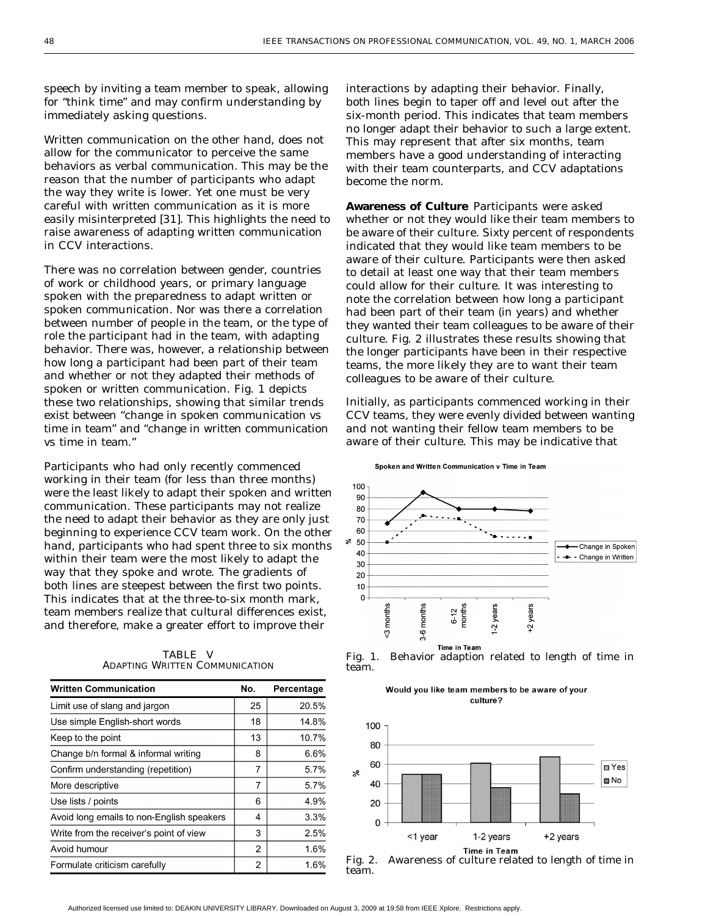speech by inviting a team member to speak, allowing for "think time" and may confirm understanding by immediately asking questions.

Written communication on the other hand, does not allow for the communicator to perceive the same behaviors as verbal communication. This may be the reason that the number of participants who adapt the way they write is lower. Yet one must be very careful with written communication as it is more easily misinterpreted [31]. This highlights the need to raise awareness of adapting written communication in CCV interactions.

There was no correlation between gender, countries of work or childhood years, or primary language spoken with the preparedness to adapt written or spoken communication. Nor was there a correlation between number of people in the team, or the type of role the participant had in the team, with adapting behavior. There was, however, a relationship between how long a participant had been part of their team and whether or not they adapted their methods of spoken or written communication. Fig. 1 depicts these two relationships, showing that similar trends exist between "change in spoken communication vs time in team" and "change in written communication vs time in team."

Participants who had only recently commenced working in their team (for less than three months) were the least likely to adapt their spoken and written communication. These participants may not realize the need to adapt their behavior as they are only just beginning to experience CCV team work. On the other hand, participants who had spent three to six months within their team were the most likely to adapt the way that they spoke and wrote. The gradients of both lines are steepest between the first two points. This indicates that at the three-to-six month mark, team members realize that cultural differences exist, and therefore, make a greater effort to improve their interactions by adapting their behavior. Finally, both lines begin to taper off and level out after the six-month period. This indicates that team members no longer adapt their behavior to such a large extent. This may represent that after six months, team members have a good understanding of interacting with their team counterparts, and CCV adaptations become the norm.

TABLE V
ADAPTING WRITTEN COMMUNICATION

| Written Communication | No. | Percentage |
|---|---|---|
| Limit use of slang and jargon | 25 | 20.5% |
| Use simple English-short words | 18 | 14.8% |
| Keep to the point | 13 | 10.7% |
| Change b/n formal & informal writing | 8 | 6.6% |
| Confirm understanding (repetition) | 7 | 5.7% |
| More descriptive | 7 | 5.7% |
| Use lists / points | 6 | 4.9% |
| Avoid long emails to non-English speakers | 4 | 3.3% |
| Write from the receiver's point of view | 3 | 2.5% |
| Avoid humour | 2 | 1.6% |
| Formulate criticism carefully | 2 | 1.6% |

**Awareness of Culture** Participants were asked whether or not they would like their team members to be aware of their culture. Sixty percent of respondents indicated that they would like team members to be aware of their culture. Participants were then asked to detail at least one way that their team members could allow for their culture. It was interesting to note the correlation between how long a participant had been part of their team (in years) and whether they wanted their team colleagues to be aware of their culture. Fig. 2 illustrates these results showing that the longer participants have been in their respective teams, the more likely they are to want their team colleagues to be aware of their culture.

Initially, as participants commenced working in their CCV teams, they were evenly divided between wanting and not wanting their fellow team members to be aware of their culture. This may be indicative that

Fig. 1. Behavior adaption related to length of time in team.

Fig. 2. Awareness of culture related to length of time in team.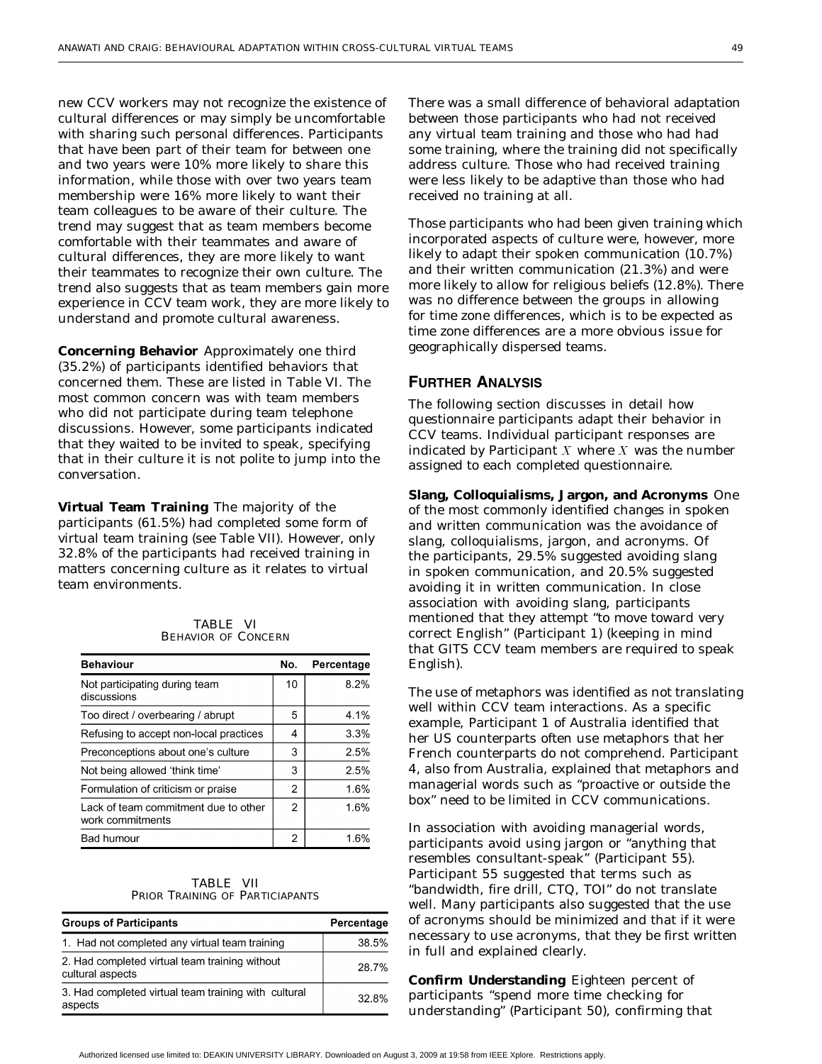new CCV workers may not recognize the existence of cultural differences or may simply be uncomfortable with sharing such personal differences. Participants that have been part of their team for between one and two years were 10% more likely to share this information, while those with over two years team membership were 16% more likely to want their team colleagues to be aware of their culture. The trend may suggest that as team members become comfortable with their teammates and aware of cultural differences, they are more likely to want their teammates to recognize their own culture. The trend also suggests that as team members gain more experience in CCV team work, they are more likely to understand and promote cultural awareness.

**Concerning Behavior** Approximately one third (35.2%) of participants identified behaviors that concerned them. These are listed in Table VI. The most common concern was with team members who did not participate during team telephone discussions. However, some participants indicated that they waited to be invited to speak, specifying that in their culture it is not polite to jump into the conversation.

**Virtual Team Training** The majority of the participants (61.5%) had completed some form of virtual team training (see Table VII). However, only 32.8% of the participants had received training in matters concerning culture as it relates to virtual team environments.

TABLE VI
BEHAVIOR OF CONCERN

| Behaviour | No. | Percentage |
|---|---|---|
| Not participating during team discussions | 10 | 8.2% |
| Too direct / overbearing / abrupt | 5 | 4.1% |
| Refusing to accept non-local practices | 4 | 3.3% |
| Preconceptions about one's culture | 3 | 2.5% |
| Not being allowed 'think time' | 3 | 2.5% |
| Formulation of criticism or praise | 2 | 1.6% |
| Lack of team commitment due to other work commitments | 2 | 1.6% |
| Bad humour | 2 | 1.6% |

TABLE VII
PRIOR TRAINING OF PARTICIAPANTS

| Groups of Participants | Percentage |
|---|---|
| 1. Had not completed any virtual team training | 38.5% |
| 2. Had completed virtual team training without cultural aspects | 28.7% |
| 3. Had completed virtual team training with cultural aspects | 32.8% |

There was a small difference of behavioral adaptation between those participants who had not received any virtual team training and those who had had some training, where the training did not specifically address culture. Those who had received training were less likely to be adaptive than those who had received no training at all.

Those participants who had been given training which incorporated aspects of culture were, however, more likely to adapt their spoken communication (10.7%) and their written communication (21.3%) and were more likely to allow for religious beliefs (12.8%). There was no difference between the groups in allowing for time zone differences, which is to be expected as time zone differences are a more obvious issue for geographically dispersed teams.

## FURTHER ANALYSIS

The following section discusses in detail how questionnaire participants adapt their behavior in CCV teams. Individual participant responses are indicated by Participant $X$ where $X$ was the number assigned to each completed questionnaire.

**Slang, Colloquialisms, Jargon, and Acronyms** One of the most commonly identified changes in spoken and written communication was the avoidance of slang, colloquialisms, jargon, and acronyms. Of the participants, 29.5% suggested avoiding slang in spoken communication, and 20.5% suggested avoiding it in written communication. In close association with avoiding slang, participants mentioned that they attempt "to move toward very correct English" (Participant 1) (keeping in mind that GITS CCV team members are required to speak English).

The use of metaphors was identified as not translating well within CCV team interactions. As a specific example, Participant 1 of Australia identified that her US counterparts often use metaphors that her French counterparts do not comprehend. Participant 4, also from Australia, explained that metaphors and managerial words such as "proactive or outside the box" need to be limited in CCV communications.

In association with avoiding managerial words, participants avoid using jargon or "anything that resembles consultant-speak" (Participant 55). Participant 55 suggested that terms such as "bandwidth, fire drill, CTQ, TOI" do not translate well. Many participants also suggested that the use of acronyms should be minimized and that if it were necessary to use acronyms, that they be first written in full and explained clearly.

**Confirm Understanding** Eighteen percent of participants "spend more time checking for understanding" (Participant 50), confirming that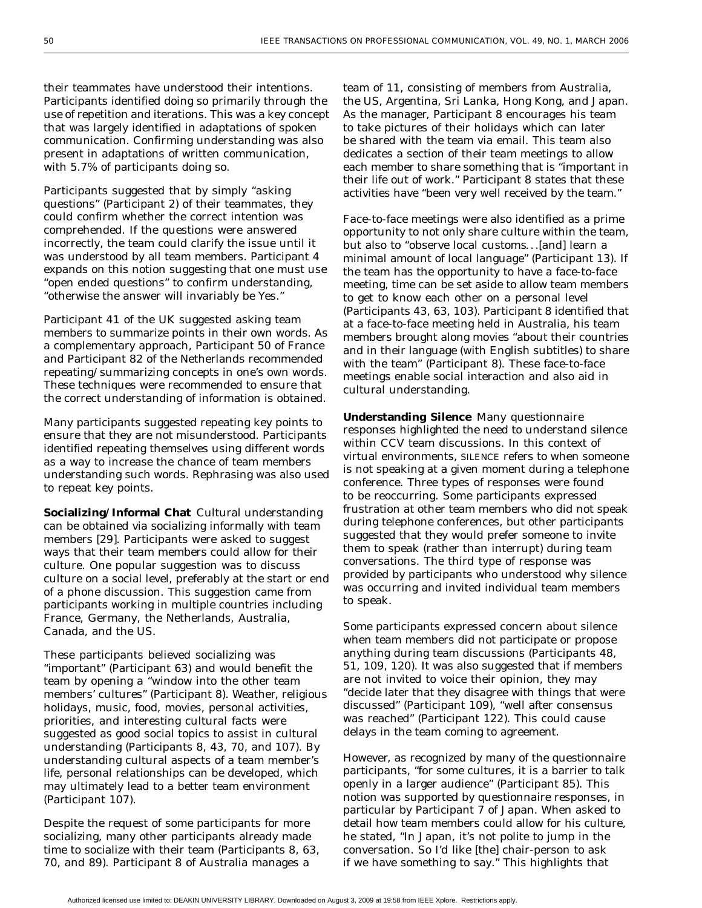their teammates have understood their intentions. Participants identified doing so primarily through the use of repetition and iterations. This was a key concept that was largely identified in adaptations of spoken communication. Confirming understanding was also present in adaptations of written communication, with 5.7% of participants doing so.

Participants suggested that by simply "asking questions" (Participant 2) of their teammates, they could confirm whether the correct intention was comprehended. If the questions were answered incorrectly, the team could clarify the issue until it was understood by all team members. Participant 4 expands on this notion suggesting that one must use "open ended questions" to confirm understanding, "otherwise the answer will invariably be Yes."

Participant 41 of the UK suggested asking team members to summarize points in their own words. As a complementary approach, Participant 50 of France and Participant 82 of the Netherlands recommended repeating/summarizing concepts in one's own words. These techniques were recommended to ensure that the correct understanding of information is obtained.

Many participants suggested repeating key points to ensure that they are not misunderstood. Participants identified repeating themselves using different words as a way to increase the chance of team members understanding such words. Rephrasing was also used to repeat key points.

**Socializing/Informal Chat** Cultural understanding can be obtained via socializing informally with team members [29]. Participants were asked to suggest ways that their team members could allow for their culture. One popular suggestion was to discuss culture on a social level, preferably at the start or end of a phone discussion. This suggestion came from participants working in multiple countries including France, Germany, the Netherlands, Australia, Canada, and the US.

These participants believed socializing was "important" (Participant 63) and would benefit the team by opening a "window into the other team members' cultures" (Participant 8). Weather, religious holidays, music, food, movies, personal activities, priorities, and interesting cultural facts were suggested as good social topics to assist in cultural understanding (Participants 8, 43, 70, and 107). By understanding cultural aspects of a team member's life, personal relationships can be developed, which may ultimately lead to a better team environment (Participant 107).

Despite the request of some participants for more socializing, many other participants already made time to socialize with their team (Participants 8, 63, 70, and 89). Participant 8 of Australia manages a team of 11, consisting of members from Australia, the US, Argentina, Sri Lanka, Hong Kong, and Japan. As the manager, Participant 8 encourages his team to take pictures of their holidays which can later be shared with the team via email. This team also dedicates a section of their team meetings to allow each member to share something that is "important in their life out of work." Participant 8 states that these activities have "been very well received by the team."

Face-to-face meetings were also identified as a prime opportunity to not only share culture within the team, but also to "observe local customs…[and] learn a minimal amount of local language" (Participant 13). If the team has the opportunity to have a face-to-face meeting, time can be set aside to allow team members to get to know each other on a personal level (Participants 43, 63, 103). Participant 8 identified that at a face-to-face meeting held in Australia, his team members brought along movies "about their countries and in their language (with English subtitles) to share with the team" (Participant 8). These face-to-face meetings enable social interaction and also aid in cultural understanding.

**Understanding Silence** Many questionnaire responses highlighted the need to understand silence within CCV team discussions. In this context of virtual environments, SILENCE refers to when someone is not speaking at a given moment during a telephone conference. Three types of responses were found to be reoccurring. Some participants expressed frustration at other team members who did not speak during telephone conferences, but other participants suggested that they would prefer someone to invite them to speak (rather than interrupt) during team conversations. The third type of response was provided by participants who understood why silence was occurring and invited individual team members to speak.

Some participants expressed concern about silence when team members did not participate or propose anything during team discussions (Participants 48, 51, 109, 120). It was also suggested that if members are not invited to voice their opinion, they may "decide later that they disagree with things that were discussed" (Participant 109), "well after consensus was reached" (Participant 122). This could cause delays in the team coming to agreement.

However, as recognized by many of the questionnaire participants, "for some cultures, it is a barrier to talk openly in a larger audience" (Participant 85). This notion was supported by questionnaire responses, in particular by Participant 7 of Japan. When asked to detail how team members could allow for his culture, he stated, "In Japan, it's not polite to jump in the conversation. So I'd like [the] chair-person to ask if we have something to say." This highlights that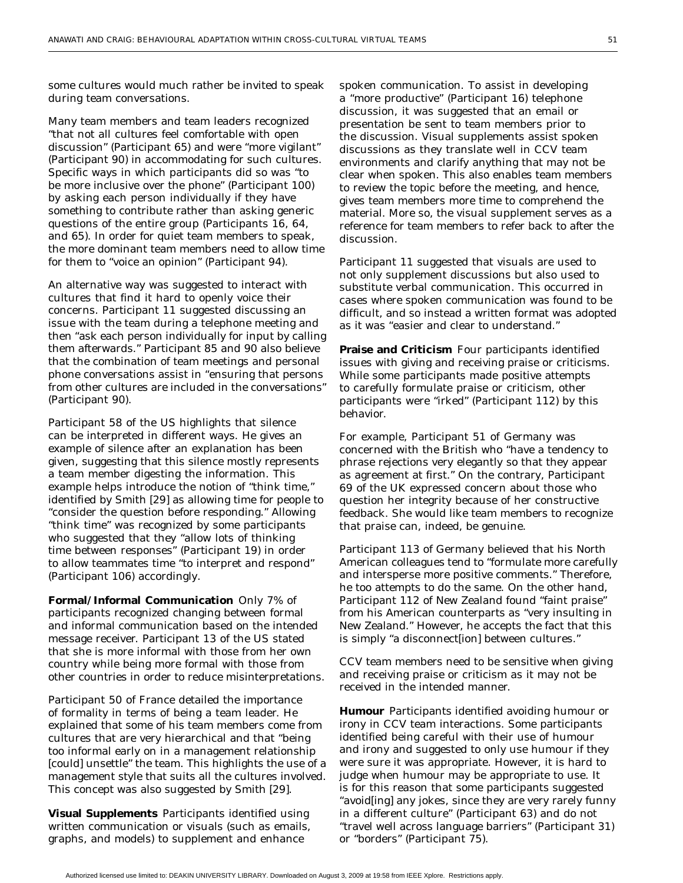some cultures would much rather be invited to speak during team conversations.

Many team members and team leaders recognized "that not all cultures feel comfortable with open discussion" (Participant 65) and were "more vigilant" (Participant 90) in accommodating for such cultures. Specific ways in which participants did so was "to be more inclusive over the phone" (Participant 100) by asking each person individually if they have something to contribute rather than asking generic questions of the entire group (Participants 16, 64, and 65). In order for quiet team members to speak, the more dominant team members need to allow time for them to "voice an opinion" (Participant 94).

An alternative way was suggested to interact with cultures that find it hard to openly voice their concerns. Participant 11 suggested discussing an issue with the team during a telephone meeting and then "ask each person individually for input by calling them afterwards." Participant 85 and 90 also believe that the combination of team meetings and personal phone conversations assist in "ensuring that persons from other cultures are included in the conversations" (Participant 90).

Participant 58 of the US highlights that silence can be interpreted in different ways. He gives an example of silence after an explanation has been given, suggesting that this silence mostly represents a team member digesting the information. This example helps introduce the notion of "think time," identified by Smith [29] as allowing time for people to "consider the question before responding." Allowing "think time" was recognized by some participants who suggested that they "allow lots of thinking time between responses" (Participant 19) in order to allow teammates time "to interpret and respond" (Participant 106) accordingly.

**Formal/Informal Communication** Only 7% of participants recognized changing between formal and informal communication based on the intended message receiver. Participant 13 of the US stated that she is more informal with those from her own country while being more formal with those from other countries in order to reduce misinterpretations.

Participant 50 of France detailed the importance of formality in terms of being a team leader. He explained that some of his team members come from cultures that are very hierarchical and that "being too informal early on in a management relationship [could] unsettle" the team. This highlights the use of a management style that suits all the cultures involved. This concept was also suggested by Smith [29].

**Visual Supplements** Participants identified using written communication or visuals (such as emails, graphs, and models) to supplement and enhance spoken communication. To assist in developing a "more productive" (Participant 16) telephone discussion, it was suggested that an email or presentation be sent to team members prior to the discussion. Visual supplements assist spoken discussions as they translate well in CCV team environments and clarify anything that may not be clear when spoken. This also enables team members to review the topic before the meeting, and hence, gives team members more time to comprehend the material. More so, the visual supplement serves as a reference for team members to refer back to after the discussion.

Participant 11 suggested that visuals are used to not only supplement discussions but also used to substitute verbal communication. This occurred in cases where spoken communication was found to be difficult, and so instead a written format was adopted as it was "easier and clear to understand."

**Praise and Criticism** Four participants identified issues with giving and receiving praise or criticisms. While some participants made positive attempts to carefully formulate praise or criticism, other participants were "irked" (Participant 112) by this behavior.

For example, Participant 51 of Germany was concerned with the British who "have a tendency to phrase rejections very elegantly so that they appear as agreement at first." On the contrary, Participant 69 of the UK expressed concern about those who question her integrity because of her constructive feedback. She would like team members to recognize that praise can, indeed, be genuine.

Participant 113 of Germany believed that his North American colleagues tend to "formulate more carefully and intersperse more positive comments." Therefore, he too attempts to do the same. On the other hand, Participant 112 of New Zealand found "faint praise" from his American counterparts as "very insulting in New Zealand." However, he accepts the fact that this is simply "a disconnect[ion] between cultures."

CCV team members need to be sensitive when giving and receiving praise or criticism as it may not be received in the intended manner.

**Humour** Participants identified avoiding humour or irony in CCV team interactions. Some participants identified being careful with their use of humour and irony and suggested to only use humour if they were sure it was appropriate. However, it is hard to judge when humour may be appropriate to use. It is for this reason that some participants suggested "avoid[ing] any jokes, since they are very rarely funny in a different culture" (Participant 63) and do not "travel well across language barriers" (Participant 31) or "borders" (Participant 75).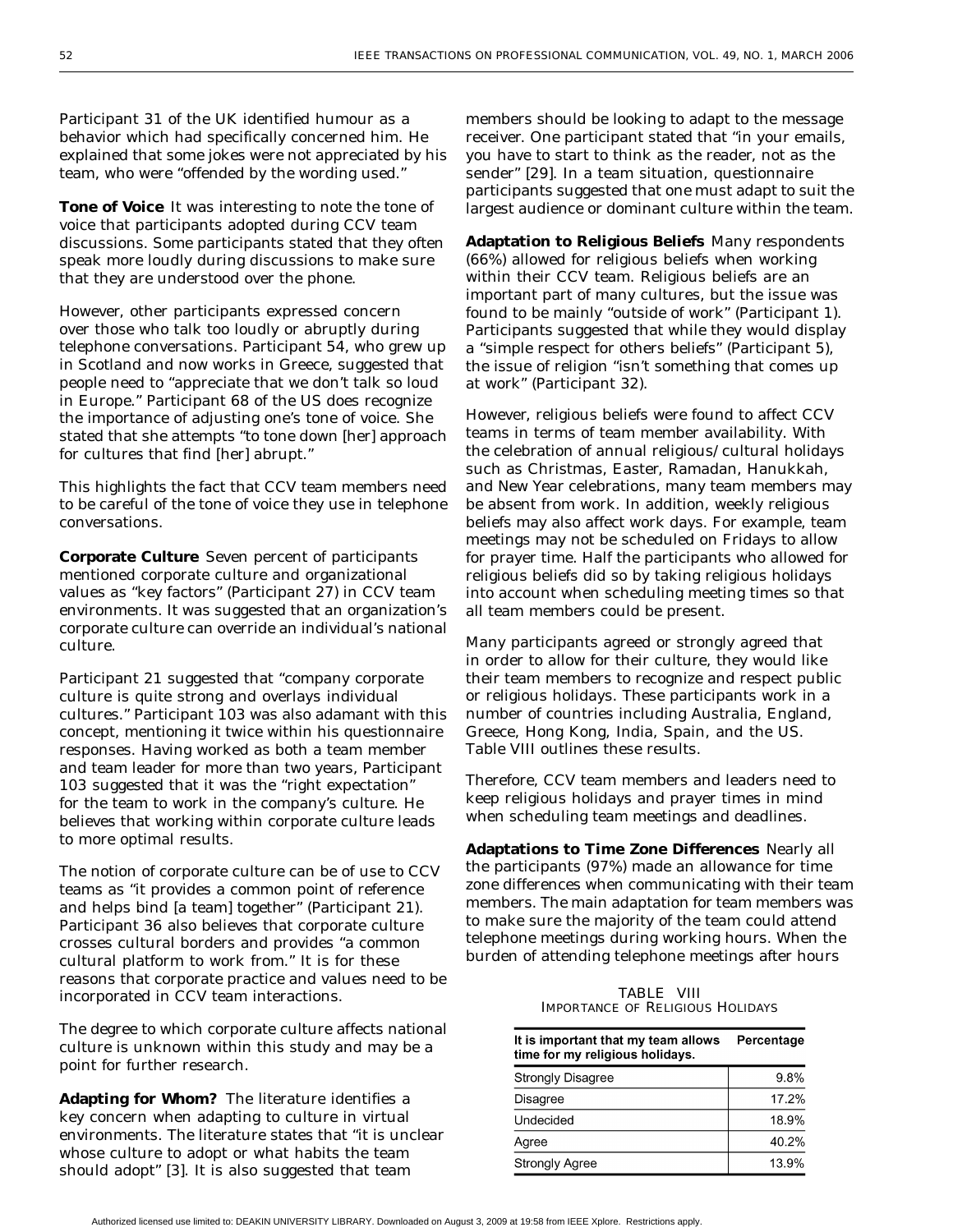Participant 31 of the UK identified humour as a behavior which had specifically concerned him. He explained that some jokes were not appreciated by his team, who were "offended by the wording used."

**Tone of Voice** It was interesting to note the tone of voice that participants adopted during CCV team discussions. Some participants stated that they often speak more loudly during discussions to make sure that they are understood over the phone.

However, other participants expressed concern over those who talk too loudly or abruptly during telephone conversations. Participant 54, who grew up in Scotland and now works in Greece, suggested that people need to "appreciate that we don't talk so loud in Europe." Participant 68 of the US does recognize the importance of adjusting one's tone of voice. She stated that she attempts "to tone down [her] approach for cultures that find [her] abrupt."

This highlights the fact that CCV team members need to be careful of the tone of voice they use in telephone conversations.

**Corporate Culture** Seven percent of participants mentioned corporate culture and organizational values as "key factors" (Participant 27) in CCV team environments. It was suggested that an organization's corporate culture can override an individual's national culture.

Participant 21 suggested that "company corporate culture is quite strong and overlays individual cultures." Participant 103 was also adamant with this concept, mentioning it twice within his questionnaire responses. Having worked as both a team member and team leader for more than two years, Participant 103 suggested that it was the "right expectation" for the team to work in the company's culture. He believes that working within corporate culture leads to more optimal results.

The notion of corporate culture can be of use to CCV teams as "it provides a common point of reference and helps bind [a team] together" (Participant 21). Participant 36 also believes that corporate culture crosses cultural borders and provides "a common cultural platform to work from." It is for these reasons that corporate practice and values need to be incorporated in CCV team interactions.

The degree to which corporate culture affects national culture is unknown within this study and may be a point for further research.

**Adapting for Whom?** The literature identifies a key concern when adapting to culture in virtual environments. The literature states that "it is unclear whose culture to adopt or what habits the team should adopt" [3]. It is also suggested that team members should be looking to adapt to the message receiver. One participant stated that "in your emails, you have to start to think as the reader, not as the sender" [29]. In a team situation, questionnaire participants suggested that one must adapt to suit the largest audience or dominant culture within the team.

**Adaptation to Religious Beliefs** Many respondents (66%) allowed for religious beliefs when working within their CCV team. Religious beliefs are an important part of many cultures, but the issue was found to be mainly "outside of work" (Participant 1). Participants suggested that while they would display a "simple respect for others beliefs" (Participant 5), the issue of religion "isn't something that comes up at work" (Participant 32).

However, religious beliefs were found to affect CCV teams in terms of team member availability. With the celebration of annual religious/cultural holidays such as Christmas, Easter, Ramadan, Hanukkah, and New Year celebrations, many team members may be absent from work. In addition, weekly religious beliefs may also affect work days. For example, team meetings may not be scheduled on Fridays to allow for prayer time. Half the participants who allowed for religious beliefs did so by taking religious holidays into account when scheduling meeting times so that all team members could be present.

Many participants agreed or strongly agreed that in order to allow for their culture, they would like their team members to recognize and respect public or religious holidays. These participants work in a number of countries including Australia, England, Greece, Hong Kong, India, Spain, and the US. Table VIII outlines these results.

Therefore, CCV team members and leaders need to keep religious holidays and prayer times in mind when scheduling team meetings and deadlines.

**Adaptations to Time Zone Differences** Nearly all the participants (97%) made an allowance for time zone differences when communicating with their team members. The main adaptation for team members was to make sure the majority of the team could attend telephone meetings during working hours. When the burden of attending telephone meetings after hours

TABLE VIII
IMPORTANCE OF RELIGIOUS HOLIDAYS

| It is important that my team allows time for my religious holidays. | Percentage |
|---|---|
| Strongly Disagree | 9.8% |
| Disagree | 17.2% |
| Undecided | 18.9% |
| Agree | 40.2% |
| Strongly Agree | 13.9% |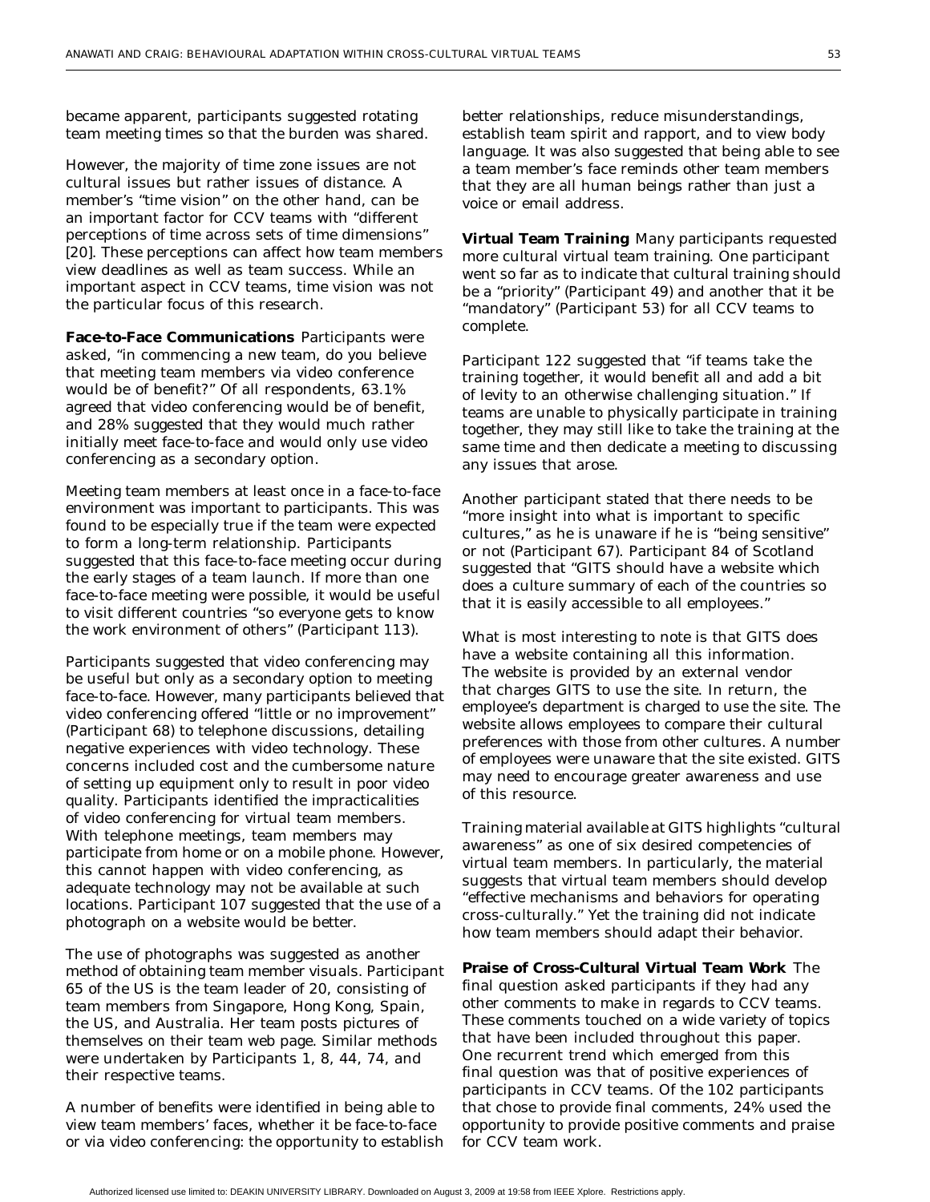became apparent, participants suggested rotating team meeting times so that the burden was shared.

However, the majority of time zone issues are not cultural issues but rather issues of distance. A member's "time vision" on the other hand, can be an important factor for CCV teams with "different perceptions of time across sets of time dimensions" [20]. These perceptions can affect how team members view deadlines as well as team success. While an important aspect in CCV teams, time vision was not the particular focus of this research.

**Face-to-Face Communications** Participants were asked, "in commencing a new team, do you believe that meeting team members via video conference would be of benefit?" Of all respondents, 63.1% agreed that video conferencing would be of benefit, and 28% suggested that they would much rather initially meet face-to-face and would only use video conferencing as a secondary option.

Meeting team members at least once in a face-to-face environment was important to participants. This was found to be especially true if the team were expected to form a long-term relationship. Participants suggested that this face-to-face meeting occur during the early stages of a team launch. If more than one face-to-face meeting were possible, it would be useful to visit different countries "so everyone gets to know the work environment of others" (Participant 113).

Participants suggested that video conferencing may be useful but only as a secondary option to meeting face-to-face. However, many participants believed that video conferencing offered "little or no improvement" (Participant 68) to telephone discussions, detailing negative experiences with video technology. These concerns included cost and the cumbersome nature of setting up equipment only to result in poor video quality. Participants identified the impracticalities of video conferencing for virtual team members. With telephone meetings, team members may participate from home or on a mobile phone. However, this cannot happen with video conferencing, as adequate technology may not be available at such locations. Participant 107 suggested that the use of a photograph on a website would be better.

The use of photographs was suggested as another method of obtaining team member visuals. Participant 65 of the US is the team leader of 20, consisting of team members from Singapore, Hong Kong, Spain, the US, and Australia. Her team posts pictures of themselves on their team web page. Similar methods were undertaken by Participants 1, 8, 44, 74, and their respective teams.

A number of benefits were identified in being able to view team members' faces, whether it be face-to-face or via video conferencing: the opportunity to establish better relationships, reduce misunderstandings, establish team spirit and rapport, and to view body language. It was also suggested that being able to see a team member's face reminds other team members that they are all human beings rather than just a voice or email address.

**Virtual Team Training** Many participants requested more cultural virtual team training. One participant went so far as to indicate that cultural training should be a "priority" (Participant 49) and another that it be "mandatory" (Participant 53) for all CCV teams to complete.

Participant 122 suggested that "if teams take the training together, it would benefit all and add a bit of levity to an otherwise challenging situation." If teams are unable to physically participate in training together, they may still like to take the training at the same time and then dedicate a meeting to discussing any issues that arose.

Another participant stated that there needs to be "more insight into what is important to specific cultures," as he is unaware if he is "being sensitive" or not (Participant 67). Participant 84 of Scotland suggested that "GITS should have a website which does a culture summary of each of the countries so that it is easily accessible to all employees."

What is most interesting to note is that GITS does have a website containing all this information. The website is provided by an external vendor that charges GITS to use the site. In return, the employee's department is charged to use the site. The website allows employees to compare their cultural preferences with those from other cultures. A number of employees were unaware that the site existed. GITS may need to encourage greater awareness and use of this resource.

Training material available at GITS highlights "cultural awareness" as one of six desired competencies of virtual team members. In particularly, the material suggests that virtual team members should develop "effective mechanisms and behaviors for operating cross-culturally." Yet the training did not indicate how team members should adapt their behavior.

**Praise of Cross-Cultural Virtual Team Work** The final question asked participants if they had any other comments to make in regards to CCV teams. These comments touched on a wide variety of topics that have been included throughout this paper. One recurrent trend which emerged from this final question was that of positive experiences of participants in CCV teams. Of the 102 participants that chose to provide final comments, 24% used the opportunity to provide positive comments and praise for CCV team work.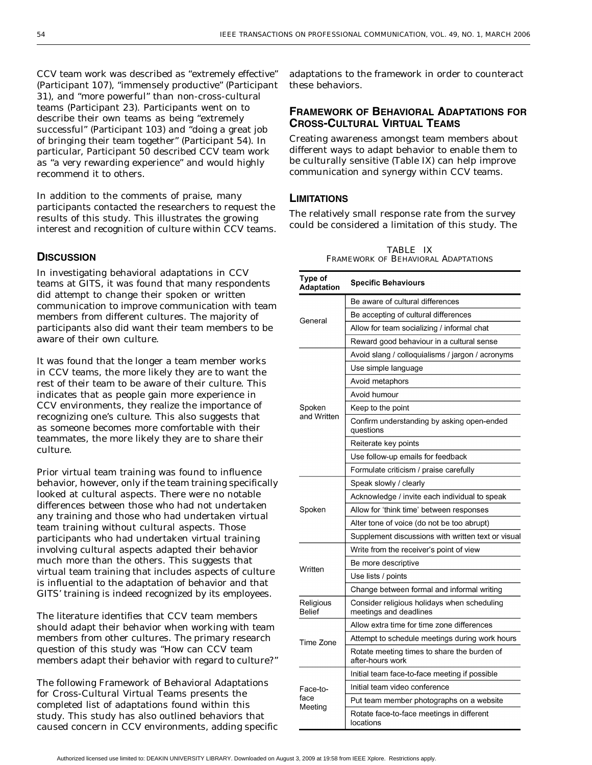CCV team work was described as "extremely effective" (Participant 107), "immensely productive" (Participant 31), and "more powerful" than non-cross-cultural teams (Participant 23). Participants went on to describe their own teams as being "extremely successful" (Participant 103) and "doing a great job of bringing their team together" (Participant 54). In particular, Participant 50 described CCV team work as "a very rewarding experience" and would highly recommend it to others.

In addition to the comments of praise, many participants contacted the researchers to request the results of this study. This illustrates the growing interest and recognition of culture within CCV teams.

## DISCUSSION

In investigating behavioral adaptations in CCV teams at GITS, it was found that many respondents did attempt to change their spoken or written communication to improve communication with team members from different cultures. The majority of participants also did want their team members to be aware of their own culture.

It was found that the longer a team member works in CCV teams, the more likely they are to want the rest of their team to be aware of their culture. This indicates that as people gain more experience in CCV environments, they realize the importance of recognizing one's culture. This also suggests that as someone becomes more comfortable with their teammates, the more likely they are to share their culture.

Prior virtual team training was found to influence behavior, however, only if the team training specifically looked at cultural aspects. There were no notable differences between those who had not undertaken any training and those who had undertaken virtual team training without cultural aspects. Those participants who had undertaken virtual training involving cultural aspects adapted their behavior much more than the others. This suggests that virtual team training that includes aspects of culture is influential to the adaptation of behavior and that GITS' training is indeed recognized by its employees.

The literature identifies that CCV team members should adapt their behavior when working with team members from other cultures. The primary research question of this study was "How can CCV team members adapt their behavior with regard to culture?"

The following Framework of Behavioral Adaptations for Cross-Cultural Virtual Teams presents the completed list of adaptations found within this study. This study has also outlined behaviors that caused concern in CCV environments, adding specific adaptations to the framework in order to counteract these behaviors.

## FRAMEWORK OF BEHAVIORAL ADAPTATIONS FOR CROSS-CULTURAL VIRTUAL TEAMS

Creating awareness amongst team members about different ways to adapt behavior to enable them to be culturally sensitive (Table IX) can help improve communication and synergy within CCV teams.

## LIMITATIONS

The relatively small response rate from the survey could be considered a limitation of this study. The

TABLE IX
FRAMEWORK OF BEHAVIORAL ADAPTATIONS

| Type of Adaptation | Specific Behaviours |
|---|---|
| General | Be aware of cultural differences |
| | Be accepting of cultural differences |
| | Allow for team socializing / informal chat |
| | Reward good behaviour in a cultural sense |
| Spoken and Written | Avoid slang / colloquialisms / jargon / acronyms |
| | Use simple language |
| | Avoid metaphors |
| | Avoid humour |
| | Keep to the point |
| | Confirm understanding by asking open-ended questions |
| | Reiterate key points |
| | Use follow-up emails for feedback |
| | Formulate criticism / praise carefully |
| Spoken | Speak slowly / clearly |
| | Acknowledge / invite each individual to speak |
| | Allow for 'think time' between responses |
| | Alter tone of voice (do not be too abrupt) |
| | Supplement discussions with written text or visual |
| Written | Write from the receiver's point of view |
| | Be more descriptive |
| | Use lists / points |
| | Change between formal and informal writing |
| Religious Belief | Consider religious holidays when scheduling meetings and deadlines |
| Time Zone | Allow extra time for time zone differences |
| | Attempt to schedule meetings during work hours |
| | Rotate meeting times to share the burden of after-hours work |
| Face-to-face Meeting | Initial team face-to-face meeting if possible |
| | Initial team video conference |
| | Put team member photographs on a website |
| | Rotate face-to-face meetings in different locations |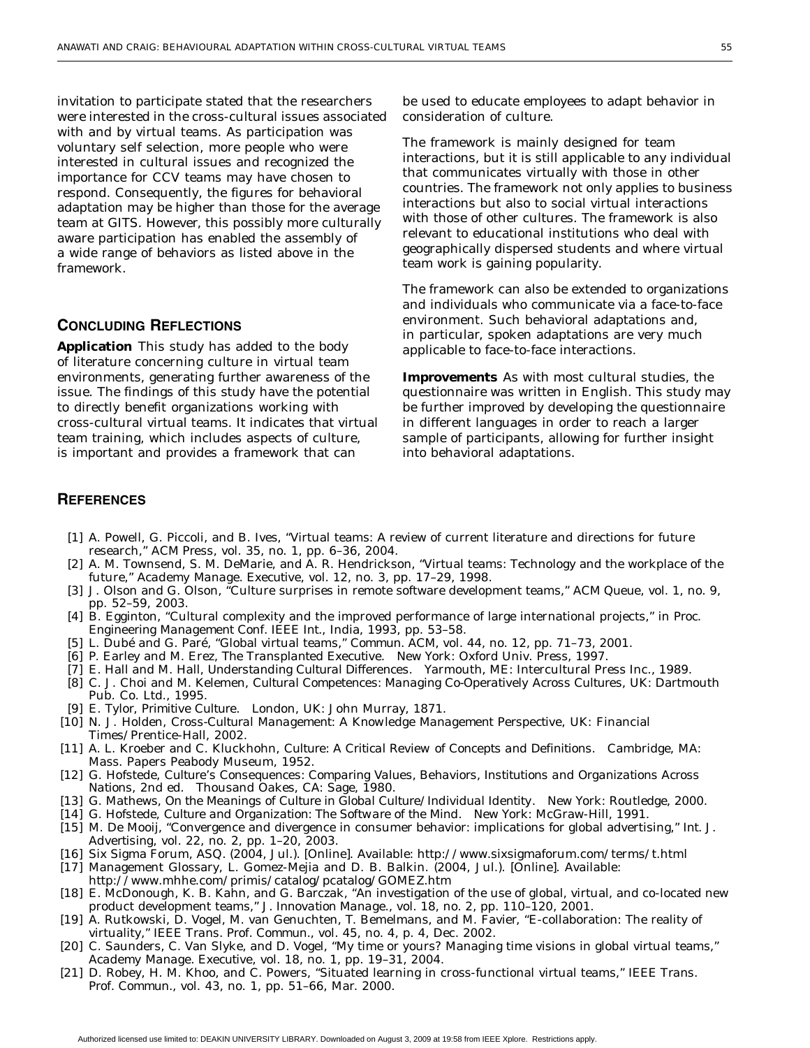invitation to participate stated that the researchers were interested in the cross-cultural issues associated with and by virtual teams. As participation was voluntary self selection, more people who were interested in cultural issues and recognized the importance for CCV teams may have chosen to respond. Consequently, the figures for behavioral adaptation may be higher than those for the average team at GITS. However, this possibly more culturally aware participation has enabled the assembly of a wide range of behaviors as listed above in the framework.

## Concluding Reflections

**Application** This study has added to the body of literature concerning culture in virtual team environments, generating further awareness of the issue. The findings of this study have the potential to directly benefit organizations working with cross-cultural virtual teams. It indicates that virtual team training, which includes aspects of culture, is important and provides a framework that can be used to educate employees to adapt behavior in consideration of culture.

The framework is mainly designed for team interactions, but it is still applicable to any individual that communicates virtually with those in other countries. The framework not only applies to business interactions but also to social virtual interactions with those of other cultures. The framework is also relevant to educational institutions who deal with geographically dispersed students and where virtual team work is gaining popularity.

The framework can also be extended to organizations and individuals who communicate via a face-to-face environment. Such behavioral adaptations and, in particular, spoken adaptations are very much applicable to face-to-face interactions.

**Improvements** As with most cultural studies, the questionnaire was written in English. This study may be further improved by developing the questionnaire in different languages in order to reach a larger sample of participants, allowing for further insight into behavioral adaptations.

## References

[1] A. Powell, G. Piccoli, and B. Ives, "Virtual teams: A review of current literature and directions for future research," *ACM Press*, vol. 35, no. 1, pp. 6–36, 2004.

[2] A. M. Townsend, S. M. DeMarie, and A. R. Hendrickson, "Virtual teams: Technology and the workplace of the future," *Academy Manage. Executive*, vol. 12, no. 3, pp. 17–29, 1998.

[3] J. Olson and G. Olson, "Culture surprises in remote software development teams," *ACM Queue*, vol. 1, no. 9, pp. 52–59, 2003.

[4] B. Egginton, "Cultural complexity and the improved performance of large international projects," in *Proc. Engineering Management Conf. IEEE Int.*, India, 1993, pp. 53–58.

[5] L. Dubé and G. Paré, "Global virtual teams," *Commun. ACM*, vol. 44, no. 12, pp. 71–73, 2001.

[6] P. Earley and M. Erez, *The Transplanted Executive*. New York: Oxford Univ. Press, 1997.

[7] E. Hall and M. Hall, *Understanding Cultural Differences*. Yarmouth, ME: Intercultural Press Inc., 1989.

[8] C. J. Choi and M. Kelemen, *Cultural Competences: Managing Co-Operatively Across Cultures*, UK: Dartmouth Pub. Co. Ltd., 1995.

[9] E. Tylor, *Primitive Culture*. London, UK: John Murray, 1871.

[10] N. J. Holden, *Cross-Cultural Management: A Knowledge Management Perspective*, UK: Financial Times/Prentice-Hall, 2002.

[11] A. L. Kroeber and C. Kluckhohn, *Culture: A Critical Review of Concepts and Definitions*. Cambridge, MA: Mass. Papers Peabody Museum, 1952.

[12] G. Hofstede, *Culture's Consequences: Comparing Values, Behaviors, Institutions and Organizations Across Nations*, 2nd ed. Thousand Oakes, CA: Sage, 1980.

[13] G. Mathews, *On the Meanings of Culture in Global Culture/Individual Identity*. New York: Routledge, 2000.

[14] G. Hofstede, *Culture and Organization: The Software of the Mind*. New York: McGraw-Hill, 1991.

[15] M. De Mooij, "Convergence and divergence in consumer behavior: implications for global advertising," *Int. J. Advertising*, vol. 22, no. 2, pp. 1–20, 2003.

[16] Six Sigma Forum, ASQ. (2004, Jul.). [Online]. Available: http://www.sixsigmaforum.com/terms/t.html

[17] Management Glossary, L. Gomez-Mejia and D. B. Balkin. (2004, Jul.). [Online]. Available: http://www.mhhe.com/primis/catalog/pcatalog/GOMEZ.htm

[18] E. McDonough, K. B. Kahn, and G. Barczak, "An investigation of the use of global, virtual, and co-located new product development teams," *J. Innovation Manage.*, vol. 18, no. 2, pp. 110–120, 2001.

[19] A. Rutkowski, D. Vogel, M. van Genuchten, T. Bemelmans, and M. Favier, "E-collaboration: The reality of virtuality," *IEEE Trans. Prof. Commun.*, vol. 45, no. 4, p. 4, Dec. 2002.

[20] C. Saunders, C. Van Slyke, and D. Vogel, "My time or yours? Managing time visions in global virtual teams," *Academy Manage. Executive*, vol. 18, no. 1, pp. 19–31, 2004.

[21] D. Robey, H. M. Khoo, and C. Powers, "Situated learning in cross-functional virtual teams," *IEEE Trans. Prof. Commun.*, vol. 43, no. 1, pp. 51–66, Mar. 2000.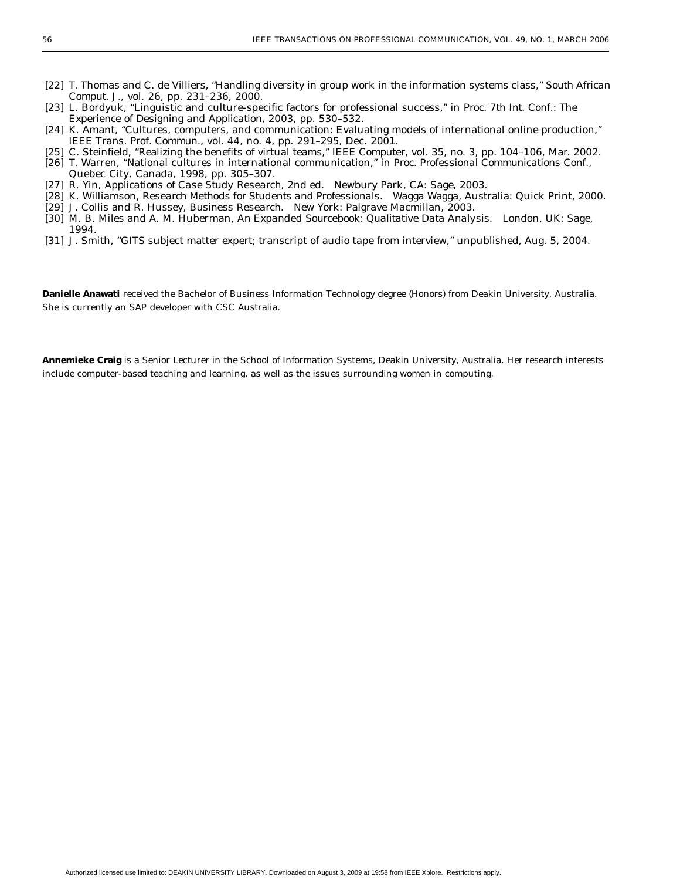[22] T. Thomas and C. de Villiers, "Handling diversity in group work in the information systems class," *South African Comput. J.*, vol. 26, pp. 231–236, 2000.

[23] L. Bordyuk, "Linguistic and culture-specific factors for professional success," in *Proc. 7th Int. Conf.: The Experience of Designing and Application*, 2003, pp. 530–532.

[24] K. Amant, "Cultures, computers, and communication: Evaluating models of international online production," *IEEE Trans. Prof. Commun.*, vol. 44, no. 4, pp. 291–295, Dec. 2001.

[25] C. Steinfield, "Realizing the benefits of virtual teams," *IEEE Computer*, vol. 35, no. 3, pp. 104–106, Mar. 2002.

[26] T. Warren, "National cultures in international communication," in *Proc. Professional Communications Conf.*, Quebec City, Canada, 1998, pp. 305–307.

[27] R. Yin, *Applications of Case Study Research*, 2nd ed. Newbury Park, CA: Sage, 2003.

[28] K. Williamson, *Research Methods for Students and Professionals*. Wagga Wagga, Australia: Quick Print, 2000.

[29] J. Collis and R. Hussey, *Business Research*. New York: Palgrave Macmillan, 2003.

[30] M. B. Miles and A. M. Huberman, *An Expanded Sourcebook: Qualitative Data Analysis*. London, UK: Sage, 1994.

[31] J. Smith, "GITS subject matter expert; transcript of audio tape from interview," unpublished, Aug. 5, 2004.

**Danielle Anawati** received the Bachelor of Business Information Technology degree (Honors) from Deakin University, Australia. She is currently an SAP developer with CSC Australia.

**Annemieke Craig** is a Senior Lecturer in the School of Information Systems, Deakin University, Australia. Her research interests include computer-based teaching and learning, as well as the issues surrounding women in computing.